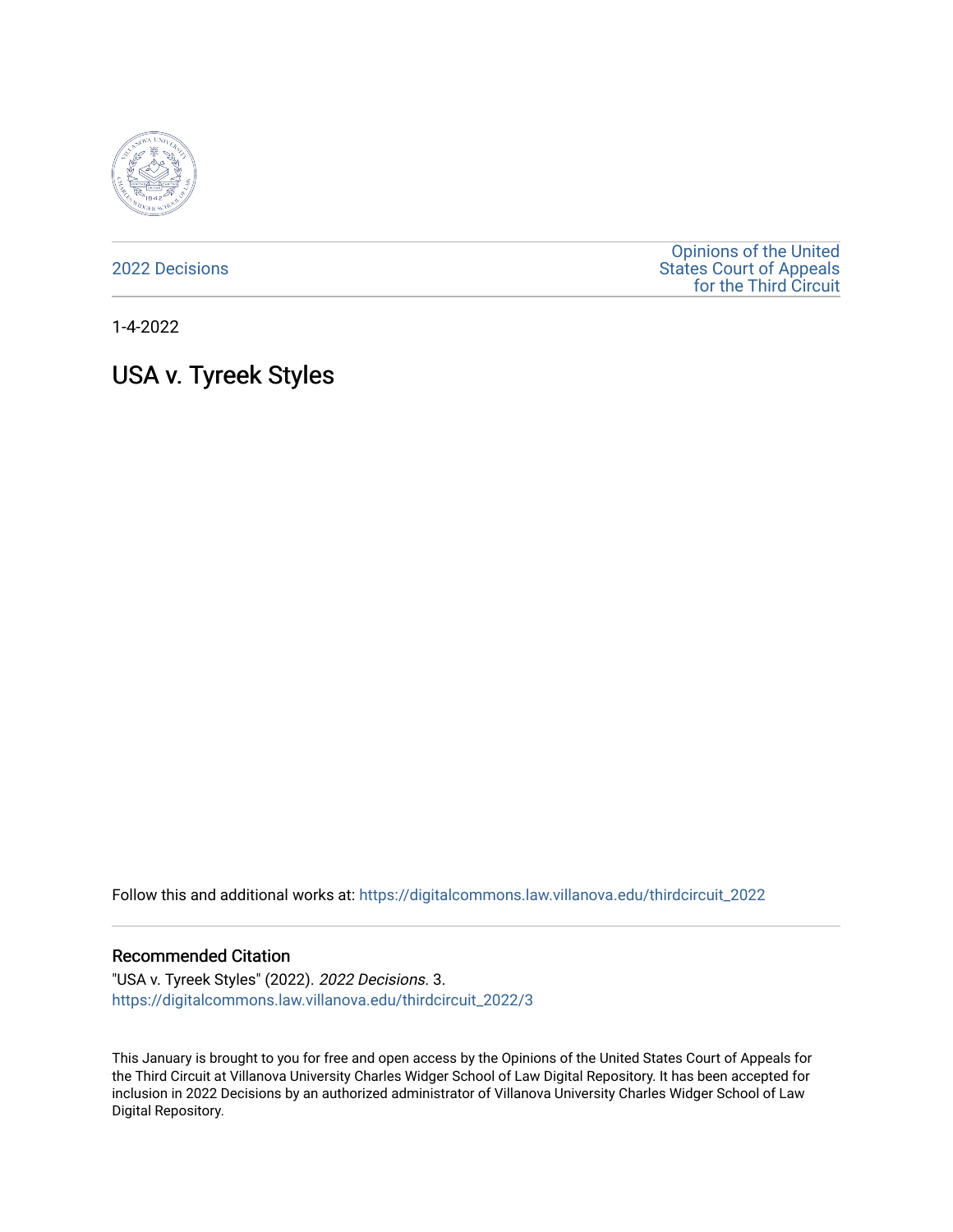2022 Decisions

Opinions of the United States Court of Appeals for the Third Circuit

1-4-2022

# USA v. Tyreek Styles

Follow this and additional works at: https://digitalcommons.law.villanova.edu/thirdcircuit_2022

## Recommended Citation

"USA v. Tyreek Styles" (2022). *2022 Decisions*. 3.
https://digitalcommons.law.villanova.edu/thirdcircuit_2022/3

This January is brought to you for free and open access by the Opinions of the United States Court of Appeals for the Third Circuit at Villanova University Charles Widger School of Law Digital Repository. It has been accepted for inclusion in 2022 Decisions by an authorized administrator of Villanova University Charles Widger School of Law Digital Repository.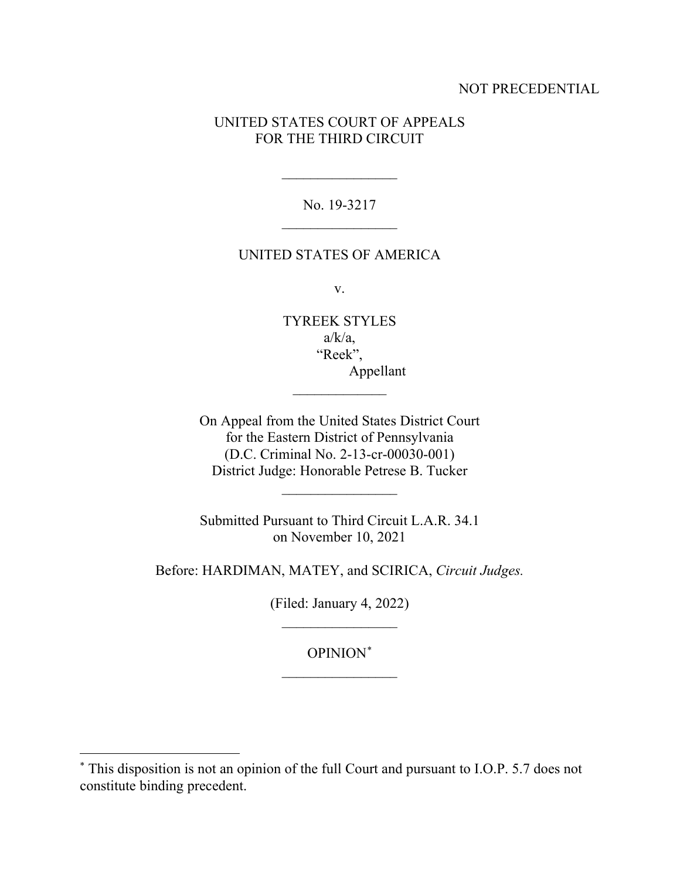NOT PRECEDENTIAL

UNITED STATES COURT OF APPEALS
FOR THE THIRD CIRCUIT

---

No. 19-3217

---

UNITED STATES OF AMERICA

v.

TYREEK STYLES
a/k/a,
"Reek",
Appellant

---

On Appeal from the United States District Court
for the Eastern District of Pennsylvania
(D.C. Criminal No. 2-13-cr-00030-001)
District Judge: Honorable Petrese B. Tucker

---

Submitted Pursuant to Third Circuit L.A.R. 34.1
on November 10, 2021

Before: HARDIMAN, MATEY, and SCIRICA, *Circuit Judges.*

(Filed: January 4, 2022)

---

OPINION[*]

---

[*] This disposition is not an opinion of the full Court and pursuant to I.O.P. 5.7 does not constitute binding precedent.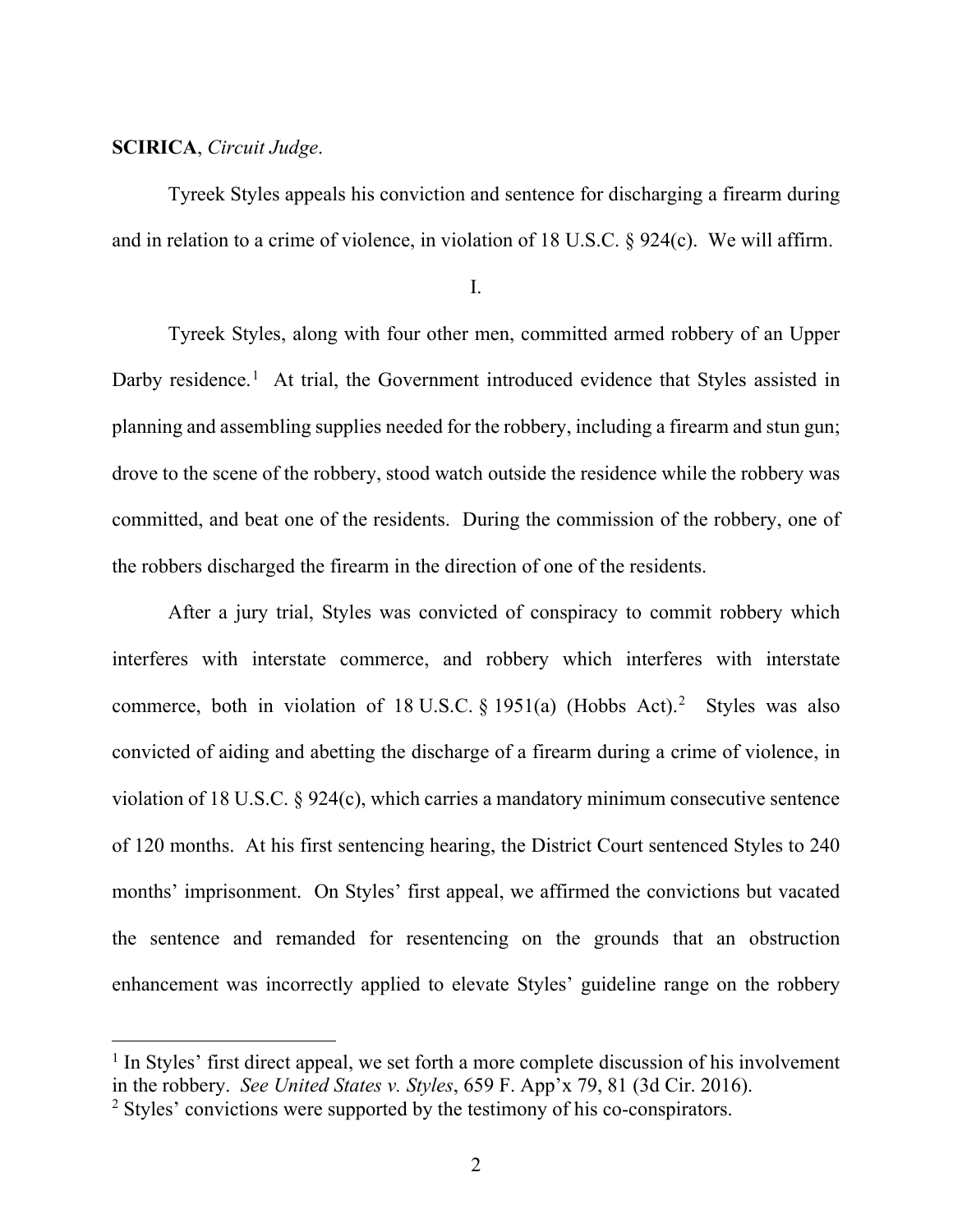**SCIRICA**, *Circuit Judge*.

Tyreek Styles appeals his conviction and sentence for discharging a firearm during and in relation to a crime of violence, in violation of 18 U.S.C. § 924(c). We will affirm.

I.

Tyreek Styles, along with four other men, committed armed robbery of an Upper Darby residence.[1] At trial, the Government introduced evidence that Styles assisted in planning and assembling supplies needed for the robbery, including a firearm and stun gun; drove to the scene of the robbery, stood watch outside the residence while the robbery was committed, and beat one of the residents. During the commission of the robbery, one of the robbers discharged the firearm in the direction of one of the residents.

After a jury trial, Styles was convicted of conspiracy to commit robbery which interferes with interstate commerce, and robbery which interferes with interstate commerce, both in violation of 18 U.S.C. § 1951(a) (Hobbs Act).[2] Styles was also convicted of aiding and abetting the discharge of a firearm during a crime of violence, in violation of 18 U.S.C. § 924(c), which carries a mandatory minimum consecutive sentence of 120 months. At his first sentencing hearing, the District Court sentenced Styles to 240 months' imprisonment. On Styles' first appeal, we affirmed the convictions but vacated the sentence and remanded for resentencing on the grounds that an obstruction enhancement was incorrectly applied to elevate Styles' guideline range on the robbery

---

[1] In Styles' first direct appeal, we set forth a more complete discussion of his involvement in the robbery. *See United States v. Styles*, 659 F. App'x 79, 81 (3d Cir. 2016).

[2] Styles' convictions were supported by the testimony of his co-conspirators.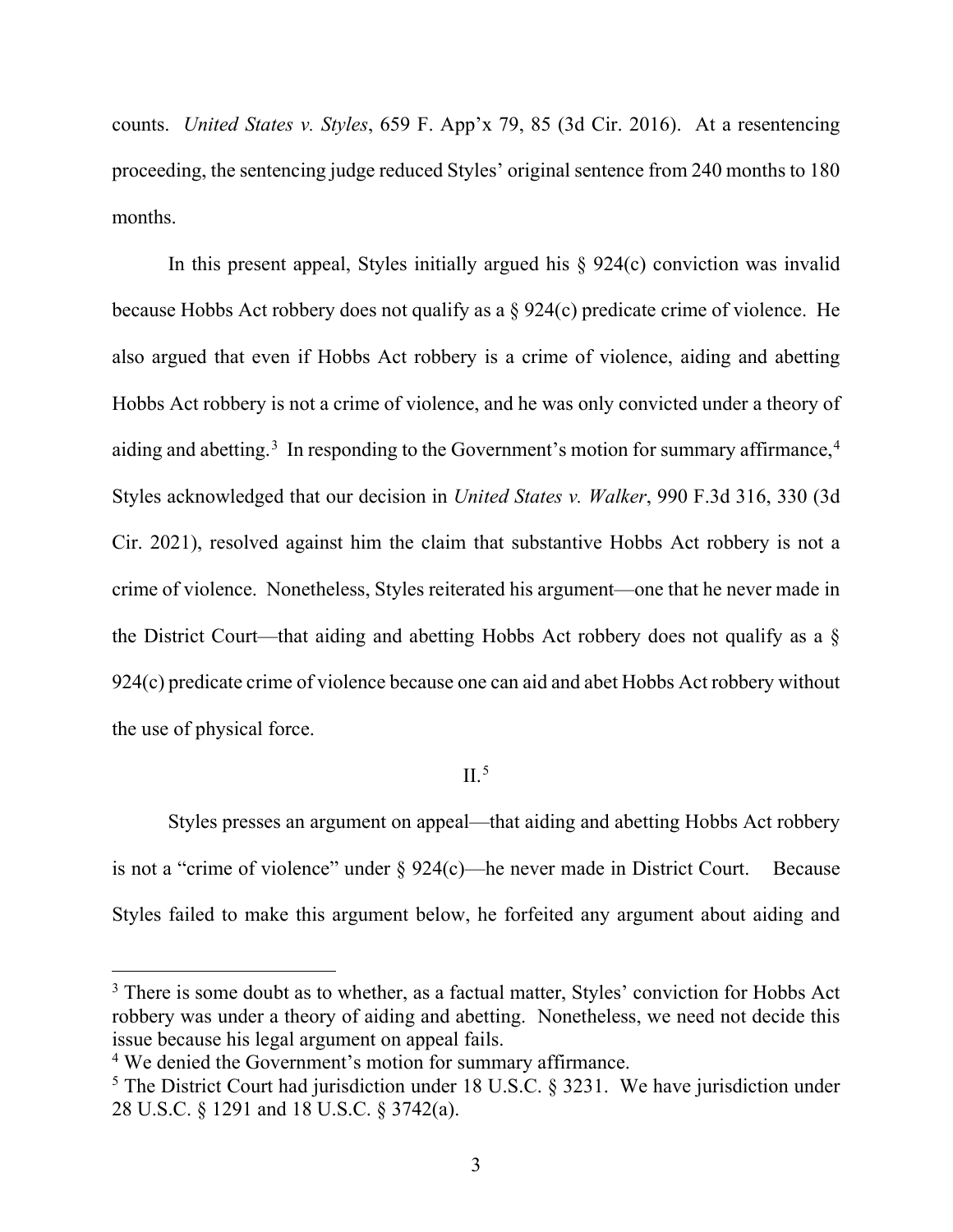counts. *United States v. Styles*, 659 F. App'x 79, 85 (3d Cir. 2016). At a resentencing proceeding, the sentencing judge reduced Styles' original sentence from 240 months to 180 months.

In this present appeal, Styles initially argued his § 924(c) conviction was invalid because Hobbs Act robbery does not qualify as a § 924(c) predicate crime of violence. He also argued that even if Hobbs Act robbery is a crime of violence, aiding and abetting Hobbs Act robbery is not a crime of violence, and he was only convicted under a theory of aiding and abetting.[3] In responding to the Government's motion for summary affirmance,[4] Styles acknowledged that our decision in *United States v. Walker*, 990 F.3d 316, 330 (3d Cir. 2021), resolved against him the claim that substantive Hobbs Act robbery is not a crime of violence. Nonetheless, Styles reiterated his argument—one that he never made in the District Court—that aiding and abetting Hobbs Act robbery does not qualify as a § 924(c) predicate crime of violence because one can aid and abet Hobbs Act robbery without the use of physical force.

## II.[5]

Styles presses an argument on appeal—that aiding and abetting Hobbs Act robbery is not a "crime of violence" under § 924(c)—he never made in District Court. Because Styles failed to make this argument below, he forfeited any argument about aiding and

---

[3] There is some doubt as to whether, as a factual matter, Styles' conviction for Hobbs Act robbery was under a theory of aiding and abetting. Nonetheless, we need not decide this issue because his legal argument on appeal fails.

[4] We denied the Government's motion for summary affirmance.

[5] The District Court had jurisdiction under 18 U.S.C. § 3231. We have jurisdiction under 28 U.S.C. § 1291 and 18 U.S.C. § 3742(a).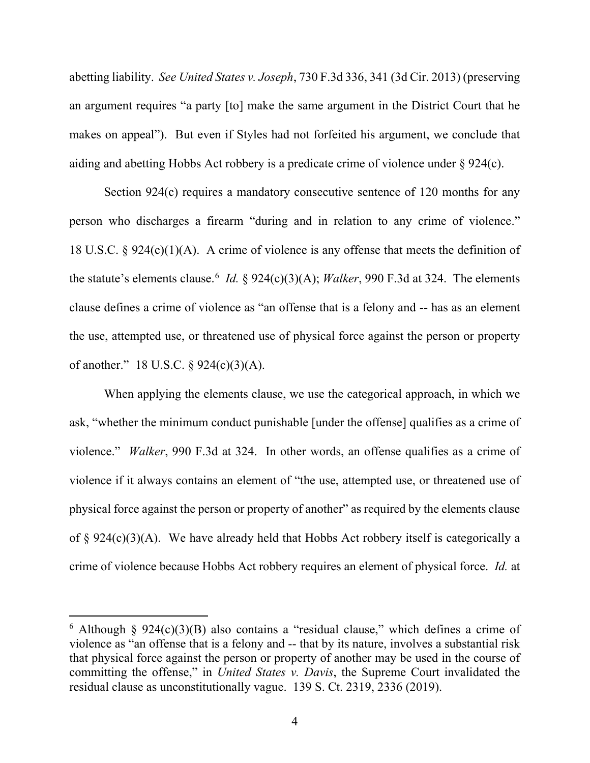abetting liability. *See United States v. Joseph*, 730 F.3d 336, 341 (3d Cir. 2013) (preserving an argument requires "a party [to] make the same argument in the District Court that he makes on appeal"). But even if Styles had not forfeited his argument, we conclude that aiding and abetting Hobbs Act robbery is a predicate crime of violence under § 924(c).

Section 924(c) requires a mandatory consecutive sentence of 120 months for any person who discharges a firearm "during and in relation to any crime of violence." 18 U.S.C. § 924(c)(1)(A). A crime of violence is any offense that meets the definition of the statute's elements clause.[6] *Id.* § 924(c)(3)(A); *Walker*, 990 F.3d at 324. The elements clause defines a crime of violence as "an offense that is a felony and -- has as an element the use, attempted use, or threatened use of physical force against the person or property of another." 18 U.S.C. § 924(c)(3)(A).

When applying the elements clause, we use the categorical approach, in which we ask, "whether the minimum conduct punishable [under the offense] qualifies as a crime of violence." *Walker*, 990 F.3d at 324. In other words, an offense qualifies as a crime of violence if it always contains an element of "the use, attempted use, or threatened use of physical force against the person or property of another" as required by the elements clause of § 924(c)(3)(A). We have already held that Hobbs Act robbery itself is categorically a crime of violence because Hobbs Act robbery requires an element of physical force. *Id.* at

---

[6] Although § 924(c)(3)(B) also contains a "residual clause," which defines a crime of violence as "an offense that is a felony and -- that by its nature, involves a substantial risk that physical force against the person or property of another may be used in the course of committing the offense," in *United States v. Davis*, the Supreme Court invalidated the residual clause as unconstitutionally vague. 139 S. Ct. 2319, 2336 (2019).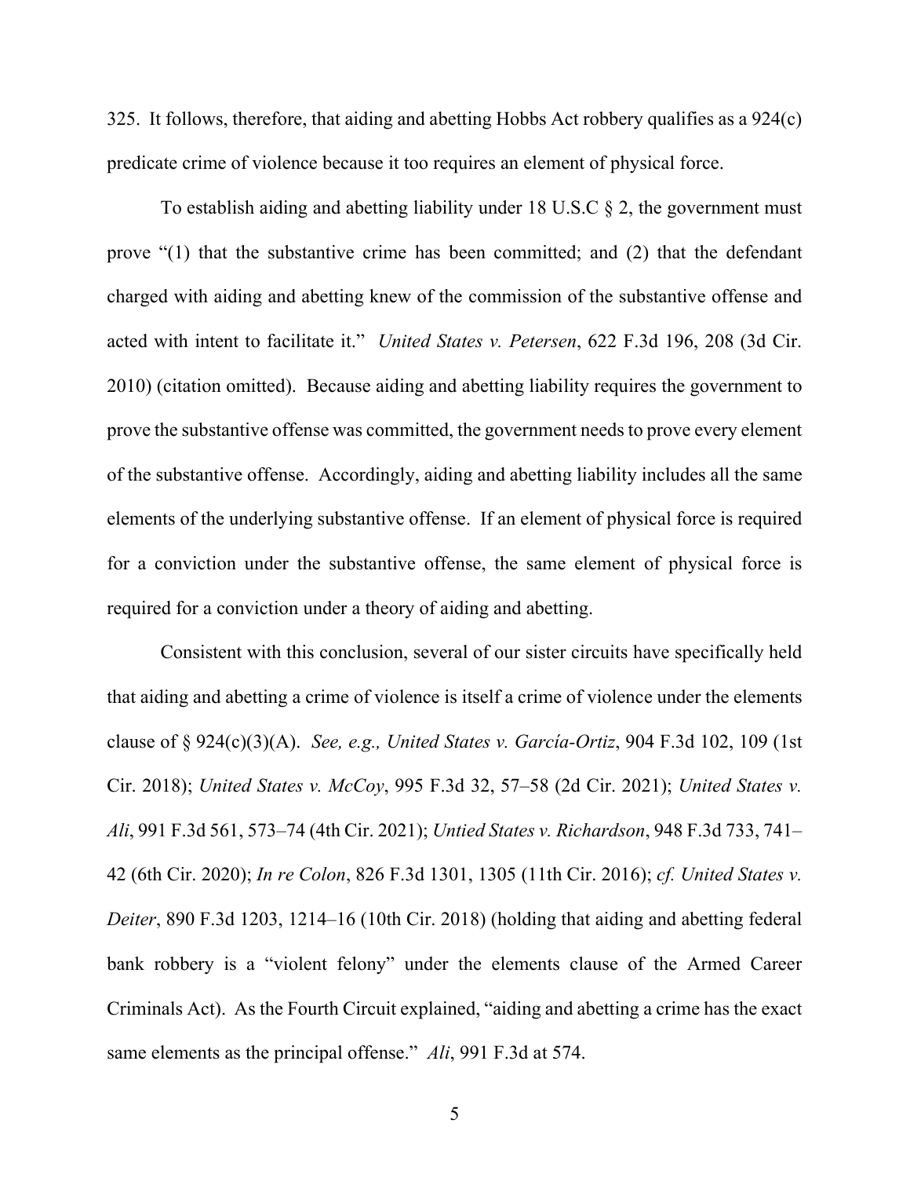325. It follows, therefore, that aiding and abetting Hobbs Act robbery qualifies as a 924(c) predicate crime of violence because it too requires an element of physical force.

To establish aiding and abetting liability under 18 U.S.C § 2, the government must prove "(1) that the substantive crime has been committed; and (2) that the defendant charged with aiding and abetting knew of the commission of the substantive offense and acted with intent to facilitate it." *United States v. Petersen*, 622 F.3d 196, 208 (3d Cir. 2010) (citation omitted). Because aiding and abetting liability requires the government to prove the substantive offense was committed, the government needs to prove every element of the substantive offense. Accordingly, aiding and abetting liability includes all the same elements of the underlying substantive offense. If an element of physical force is required for a conviction under the substantive offense, the same element of physical force is required for a conviction under a theory of aiding and abetting.

Consistent with this conclusion, several of our sister circuits have specifically held that aiding and abetting a crime of violence is itself a crime of violence under the elements clause of § 924(c)(3)(A). *See, e.g., United States v. García-Ortiz*, 904 F.3d 102, 109 (1st Cir. 2018); *United States v. McCoy*, 995 F.3d 32, 57–58 (2d Cir. 2021); *United States v. Ali*, 991 F.3d 561, 573–74 (4th Cir. 2021); *Untied States v. Richardson*, 948 F.3d 733, 741–42 (6th Cir. 2020); *In re Colon*, 826 F.3d 1301, 1305 (11th Cir. 2016); *cf. United States v. Deiter*, 890 F.3d 1203, 1214–16 (10th Cir. 2018) (holding that aiding and abetting federal bank robbery is a "violent felony" under the elements clause of the Armed Career Criminals Act). As the Fourth Circuit explained, "aiding and abetting a crime has the exact same elements as the principal offense." *Ali*, 991 F.3d at 574.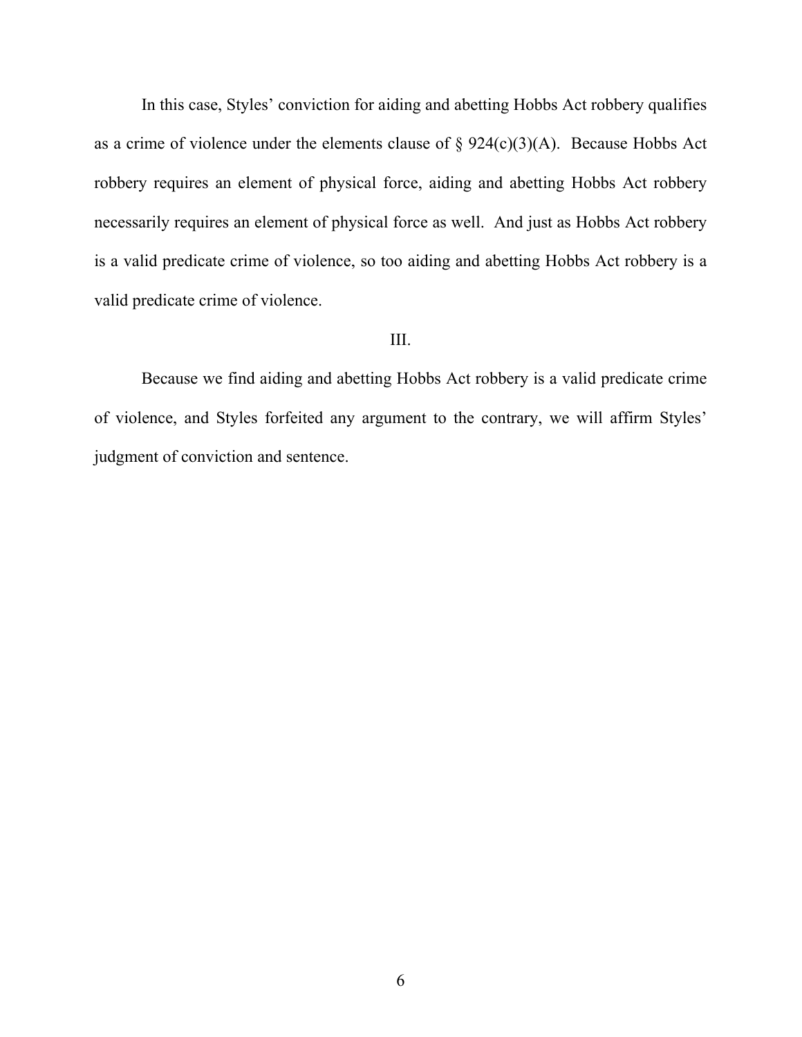In this case, Styles' conviction for aiding and abetting Hobbs Act robbery qualifies as a crime of violence under the elements clause of § 924(c)(3)(A). Because Hobbs Act robbery requires an element of physical force, aiding and abetting Hobbs Act robbery necessarily requires an element of physical force as well. And just as Hobbs Act robbery is a valid predicate crime of violence, so too aiding and abetting Hobbs Act robbery is a valid predicate crime of violence.

## III.

Because we find aiding and abetting Hobbs Act robbery is a valid predicate crime of violence, and Styles forfeited any argument to the contrary, we will affirm Styles' judgment of conviction and sentence.